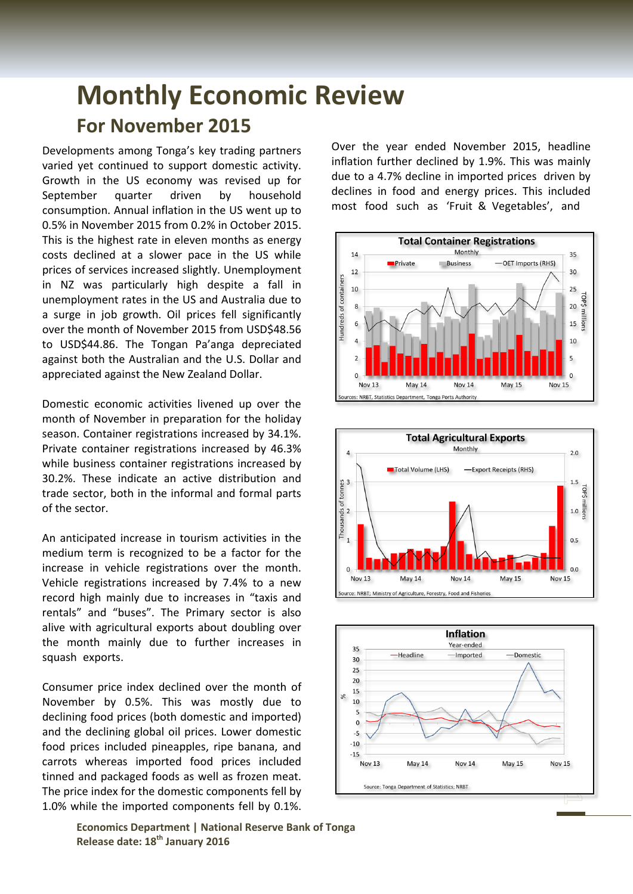# Monthly Economic Review

## For November 2015

Developments among Tonga's key trading partners varied yet continued to support domestic activity. Growth in the US economy was revised up for September quarter driven by household consumption. Annual inflation in the US went up to 0.5% in November 2015 from 0.2% in October 2015. This is the highest rate in eleven months as energy costs declined at a slower pace in the US while prices of services increased slightly. Unemployment in NZ was particularly high despite a fall in unemployment rates in the US and Australia due to a surge in job growth. Oil prices fell significantly over the month of November 2015 from USD$48.56 to USD$44.86. The Tongan Pa'anga depreciated against both the Australian and the U.S. Dollar and appreciated against the New Zealand Dollar.

Domestic economic activities livened up over the month of November in preparation for the holiday season. Container registrations increased by 34.1%. Private container registrations increased by 46.3% while business container registrations increased by 30.2%. These indicate an active distribution and trade sector, both in the informal and formal parts of the sector.

An anticipated increase in tourism activities in the medium term is recognized to be a factor for the increase in vehicle registrations over the month. Vehicle registrations increased by 7.4% to a new record high mainly due to increases in "taxis and rentals" and "buses". The Primary sector is also alive with agricultural exports about doubling over the month mainly due to further increases in squash exports.

Consumer price index declined over the month of November by 0.5%. This was mostly due to declining food prices (both domestic and imported) and the declining global oil prices. Lower domestic food prices included pineapples, ripe banana, and carrots whereas imported food prices included tinned and packaged foods as well as frozen meat. The price index for the domestic components fell by 1.0% while the imported components fell by 0.1%.

Over the year ended November 2015, headline inflation further declined by 1.9%. This was mainly due to a 4.7% decline in imported prices driven by declines in food and energy prices. This included most food such as 'Fruit & Vegetables', and

**Total Container Registrations**
Monthly
Private | Business | OET Imports (RHS)
Sources: NRBT, Statistics Department, Tonga Ports Authority

**Total Agricultural Exports**
Monthly
Total Volume (LHS) | Export Receipts (RHS)
Source: NRBT; Ministry of Agriculture, Forestry, Food and Fisheries

**Inflation**
Year-ended
Headline | Imported | Domestic
Source: Tonga Department of Statistics; NRBT

**Economics Department | National Reserve Bank of Tonga**
**Release date: 18th January 2016**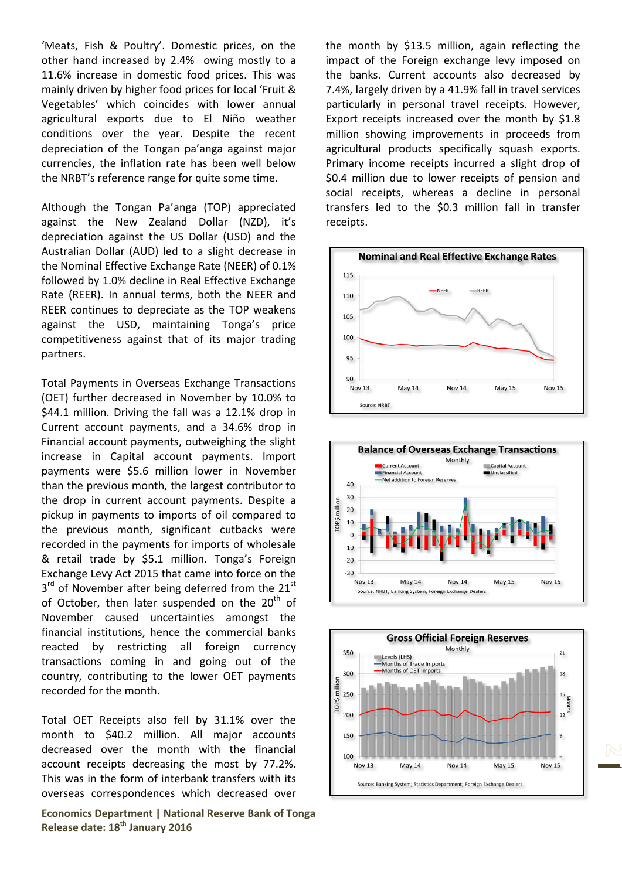'Meats, Fish & Poultry'. Domestic prices, on the other hand increased by 2.4% owing mostly to a 11.6% increase in domestic food prices. This was mainly driven by higher food prices for local 'Fruit & Vegetables' which coincides with lower annual agricultural exports due to El Niño weather conditions over the year. Despite the recent depreciation of the Tongan pa'anga against major currencies, the inflation rate has been well below the NRBT's reference range for quite some time.

Although the Tongan Pa'anga (TOP) appreciated against the New Zealand Dollar (NZD), it's depreciation against the US Dollar (USD) and the Australian Dollar (AUD) led to a slight decrease in the Nominal Effective Exchange Rate (NEER) of 0.1% followed by 1.0% decline in Real Effective Exchange Rate (REER). In annual terms, both the NEER and REER continues to depreciate as the TOP weakens against the USD, maintaining Tonga's price competitiveness against that of its major trading partners.

Total Payments in Overseas Exchange Transactions (OET) further decreased in November by 10.0% to $44.1 million. Driving the fall was a 12.1% drop in Current account payments, and a 34.6% drop in Financial account payments, outweighing the slight increase in Capital account payments. Import payments were $5.6 million lower in November than the previous month, the largest contributor to the drop in current account payments. Despite a pickup in payments to imports of oil compared to the previous month, significant cutbacks were recorded in the payments for imports of wholesale & retail trade by $5.1 million. Tonga's Foreign Exchange Levy Act 2015 that came into force on the 3rd of November after being deferred from the 21st of October, then later suspended on the 20th of November caused uncertainties amongst the financial institutions, hence the commercial banks reacted by restricting all foreign currency transactions coming in and going out of the country, contributing to the lower OET payments recorded for the month.

Total OET Receipts also fell by 31.1% over the month to $40.2 million. All major accounts decreased over the month with the financial account receipts decreasing the most by 77.2%. This was in the form of interbank transfers with its overseas correspondences which decreased over the month by $13.5 million, again reflecting the impact of the Foreign exchange levy imposed on the banks. Current accounts also decreased by 7.4%, largely driven by a 41.9% fall in travel services particularly in personal travel receipts. However, Export receipts increased over the month by $1.8 million showing improvements in proceeds from agricultural products specifically squash exports. Primary income receipts incurred a slight drop of $0.4 million due to lower receipts of pension and social receipts, whereas a decline in personal transfers led to the $0.3 million fall in transfer receipts.

**Nominal and Real Effective Exchange Rates**

Source: NRBT

**Balance of Overseas Exchange Transactions**

Monthly

Source: NRBT; Banking System; Foreign Exchange Dealers

**Gross Official Foreign Reserves**

Monthly

Source: Banking System; Statistics Department; Foreign Exchange Dealers

**Economics Department | National Reserve Bank of Tonga**
**Release date: 18th January 2016**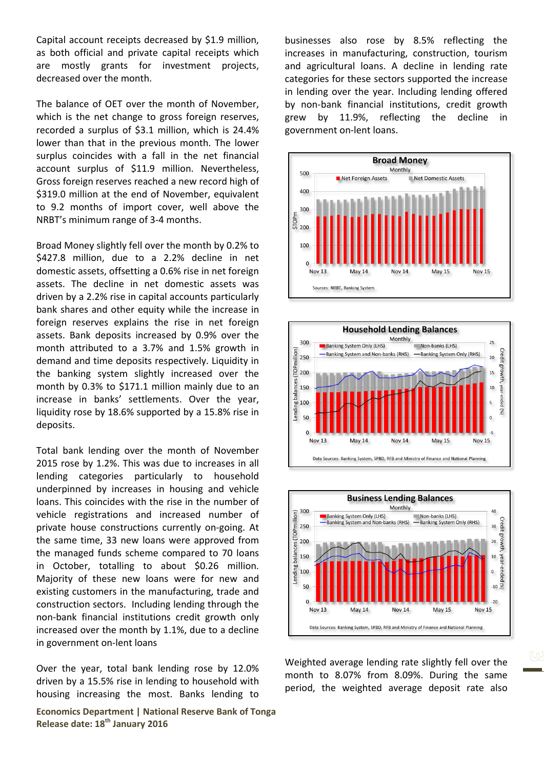Capital account receipts decreased by $1.9 million, as both official and private capital receipts which are mostly grants for investment projects, decreased over the month.

The balance of OET over the month of November, which is the net change to gross foreign reserves, recorded a surplus of $3.1 million, which is 24.4% lower than that in the previous month. The lower surplus coincides with a fall in the net financial account surplus of $11.9 million. Nevertheless, Gross foreign reserves reached a new record high of $319.0 million at the end of November, equivalent to 9.2 months of import cover, well above the NRBT's minimum range of 3-4 months.

Broad Money slightly fell over the month by 0.2% to $427.8 million, due to a 2.2% decline in net domestic assets, offsetting a 0.6% rise in net foreign assets. The decline in net domestic assets was driven by a 2.2% rise in capital accounts particularly bank shares and other equity while the increase in foreign reserves explains the rise in net foreign assets. Bank deposits increased by 0.9% over the month attributed to a 3.7% and 1.5% growth in demand and time deposits respectively. Liquidity in the banking system slightly increased over the month by 0.3% to $171.1 million mainly due to an increase in banks' settlements. Over the year, liquidity rose by 18.6% supported by a 15.8% rise in deposits.

Total bank lending over the month of November 2015 rose by 1.2%. This was due to increases in all lending categories particularly to household underpinned by increases in housing and vehicle loans. This coincides with the rise in the number of vehicle registrations and increased number of private house constructions currently on-going. At the same time, 33 new loans were approved from the managed funds scheme compared to 70 loans in October, totalling to about $0.26 million. Majority of these new loans were for new and existing customers in the manufacturing, trade and construction sectors. Including lending through the non-bank financial institutions credit growth only increased over the month by 1.1%, due to a decline in government on-lent loans

Over the year, total bank lending rose by 12.0% driven by a 15.5% rise in lending to household with housing increasing the most. Banks lending to businesses also rose by 8.5% reflecting the increases in manufacturing, construction, tourism and agricultural loans. A decline in lending rate categories for these sectors supported the increase in lending over the year. Including lending offered by non-bank financial institutions, credit growth grew by 11.9%, reflecting the decline in government on-lent loans.

**Broad Money**
Monthly

Net Foreign Assets | Net Domestic Assets

Sources: NRBT, Banking System

**Household Lending Balances**
Monthly

Banking System Only (LHS) | Non-banks (LHS) | Banking System and Non-banks (RHS) | Banking System Only (RHS)

Data Sources: Banking System, SPBD, RFB and Ministry of Finance and National Planning

**Business Lending Balances**
Monthly

Banking System Only (LHS) | Non-banks (LHS) | Banking System and Non-banks (RHS) | Banking System Only (RHS)

Data Sources: Banking System, SPBD, RFB and Ministry of Finance and National Planning

Weighted average lending rate slightly fell over the month to 8.07% from 8.09%. During the same period, the weighted average deposit rate also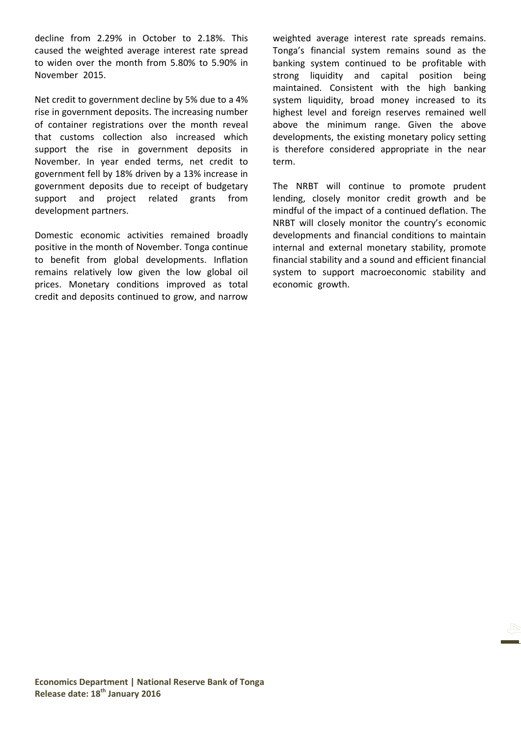decline from 2.29% in October to 2.18%. This caused the weighted average interest rate spread to widen over the month from 5.80% to 5.90% in November 2015.

Net credit to government decline by 5% due to a 4% rise in government deposits. The increasing number of container registrations over the month reveal that customs collection also increased which support the rise in government deposits in November. In year ended terms, net credit to government fell by 18% driven by a 13% increase in government deposits due to receipt of budgetary support and project related grants from development partners.

Domestic economic activities remained broadly positive in the month of November. Tonga continue to benefit from global developments. Inflation remains relatively low given the low global oil prices. Monetary conditions improved as total credit and deposits continued to grow, and narrow weighted average interest rate spreads remains. Tonga's financial system remains sound as the banking system continued to be profitable with strong liquidity and capital position being maintained. Consistent with the high banking system liquidity, broad money increased to its highest level and foreign reserves remained well above the minimum range. Given the above developments, the existing monetary policy setting is therefore considered appropriate in the near term.

The NRBT will continue to promote prudent lending, closely monitor credit growth and be mindful of the impact of a continued deflation. The NRBT will closely monitor the country's economic developments and financial conditions to maintain internal and external monetary stability, promote financial stability and a sound and efficient financial system to support macroeconomic stability and economic growth.

**Economics Department | National Reserve Bank of Tonga**
**Release date: 18th January 2016**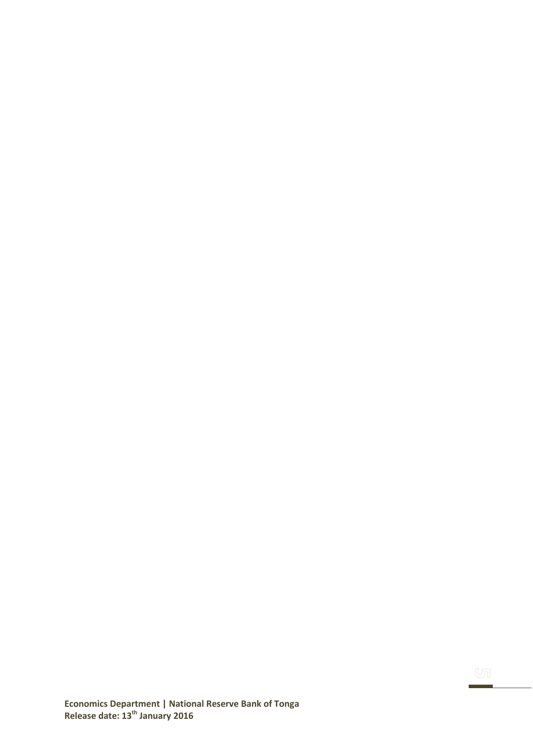**Economics Department | National Reserve Bank of Tonga**
**Release date: 13th January 2016**